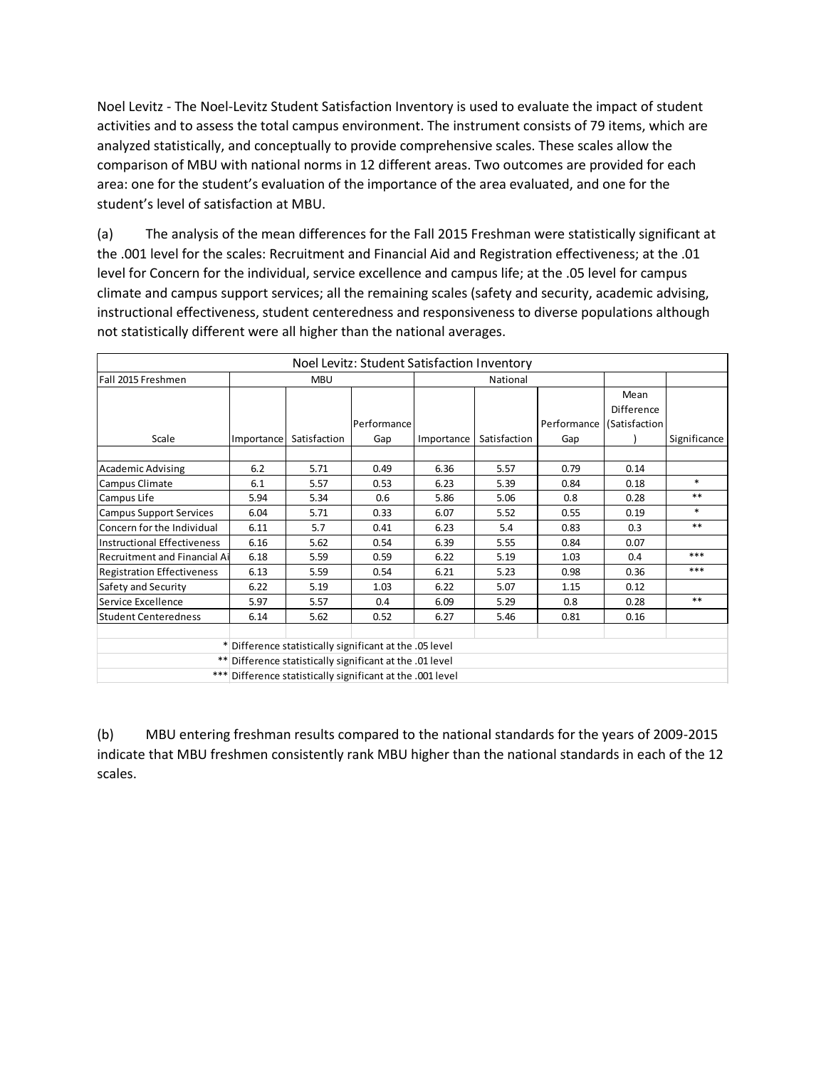Noel Levitz - The Noel-Levitz Student Satisfaction Inventory is used to evaluate the impact of student activities and to assess the total campus environment. The instrument consists of 79 items, which are analyzed statistically, and conceptually to provide comprehensive scales. These scales allow the comparison of MBU with national norms in 12 different areas. Two outcomes are provided for each area: one for the student's evaluation of the importance of the area evaluated, and one for the student's level of satisfaction at MBU.

(a) The analysis of the mean differences for the Fall 2015 Freshman were statistically significant at the .001 level for the scales: Recruitment and Financial Aid and Registration effectiveness; at the .01 level for Concern for the individual, service excellence and campus life; at the .05 level for campus climate and campus support services; all the remaining scales (safety and security, academic advising, instructional effectiveness, student centeredness and responsiveness to diverse populations although not statistically different were all higher than the national averages.

| Noel Levitz: Student Satisfaction Inventory | | | | | | | | |
|---|---|---|---|---|---|---|---|---|
| Fall 2015 Freshmen | MBU | | | National | | | | |
| Scale | Importance | Satisfaction | Performance Gap | Importance | Satisfaction | Performance Gap | Mean Difference (Satisfaction) | Significance |
| Academic Advising | 6.2 | 5.71 | 0.49 | 6.36 | 5.57 | 0.79 | 0.14 | |
| Campus Climate | 6.1 | 5.57 | 0.53 | 6.23 | 5.39 | 0.84 | 0.18 | * |
| Campus Life | 5.94 | 5.34 | 0.6 | 5.86 | 5.06 | 0.8 | 0.28 | ** |
| Campus Support Services | 6.04 | 5.71 | 0.33 | 6.07 | 5.52 | 0.55 | 0.19 | * |
| Concern for the Individual | 6.11 | 5.7 | 0.41 | 6.23 | 5.4 | 0.83 | 0.3 | ** |
| Instructional Effectiveness | 6.16 | 5.62 | 0.54 | 6.39 | 5.55 | 0.84 | 0.07 | |
| Recruitment and Financial Ai | 6.18 | 5.59 | 0.59 | 6.22 | 5.19 | 1.03 | 0.4 | *** |
| Registration Effectiveness | 6.13 | 5.59 | 0.54 | 6.21 | 5.23 | 0.98 | 0.36 | *** |
| Safety and Security | 6.22 | 5.19 | 1.03 | 6.22 | 5.07 | 1.15 | 0.12 | |
| Service Excellence | 5.97 | 5.57 | 0.4 | 6.09 | 5.29 | 0.8 | 0.28 | ** |
| Student Centeredness | 6.14 | 5.62 | 0.52 | 6.27 | 5.46 | 0.81 | 0.16 | |

\* Difference statistically significant at the .05 level
\** Difference statistically significant at the .01 level
\*** Difference statistically significant at the .001 level

(b) MBU entering freshman results compared to the national standards for the years of 2009-2015 indicate that MBU freshmen consistently rank MBU higher than the national standards in each of the 12 scales.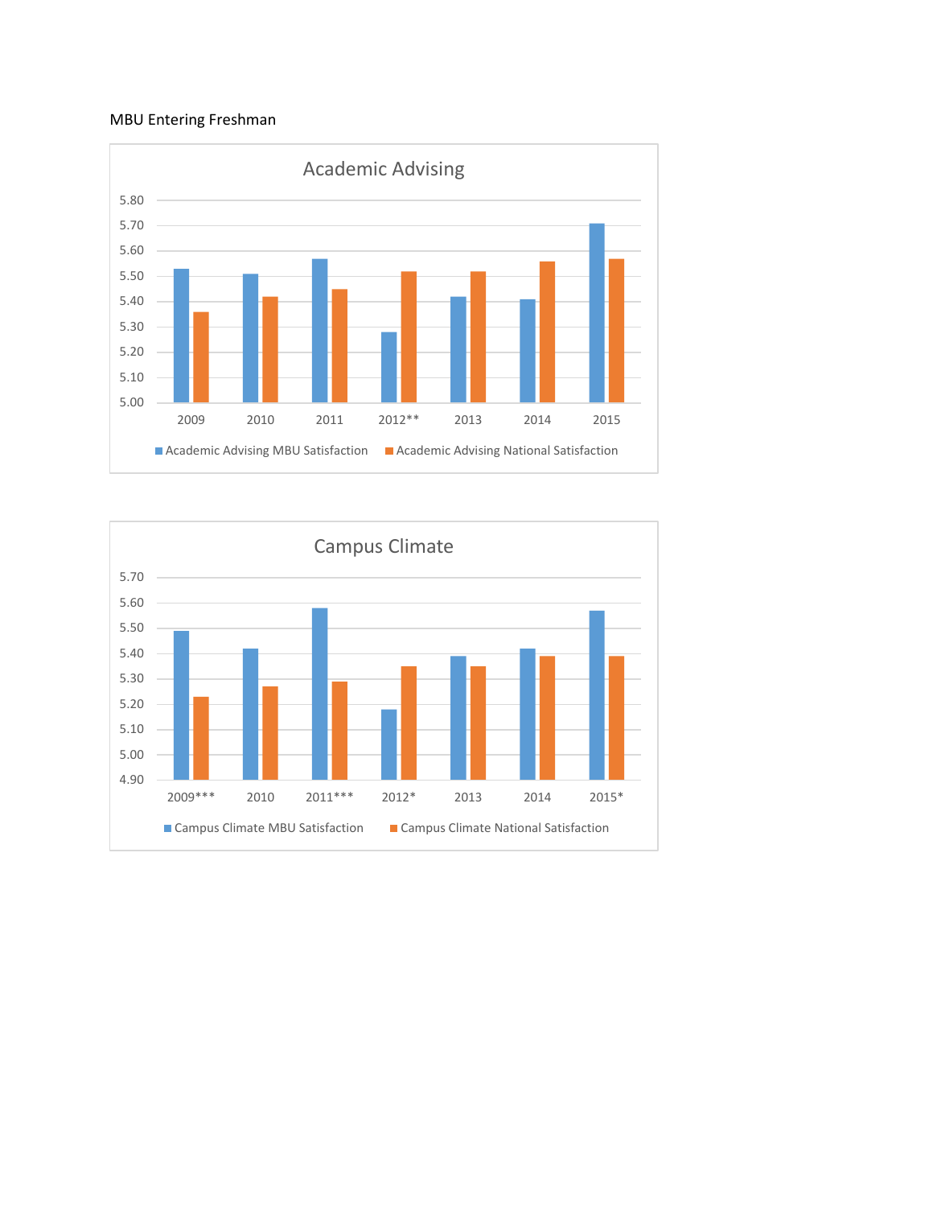MBU Entering Freshman

## Academic Advising

| Year | Academic Advising MBU Satisfaction | Academic Advising National Satisfaction |
|---|---|---|
| 2009 | 5.53 | 5.36 |
| 2010 | 5.51 | 5.42 |
| 2011 | 5.57 | 5.45 |
| 2012** | 5.28 | 5.52 |
| 2013 | 5.42 | 5.52 |
| 2014 | 5.41 | 5.56 |
| 2015 | 5.71 | 5.57 |

## Campus Climate

| Year | Campus Climate MBU Satisfaction | Campus Climate National Satisfaction |
|---|---|---|
| 2009*** | 5.49 | 5.23 |
| 2010 | 5.42 | 5.27 |
| 2011*** | 5.58 | 5.29 |
| 2012* | 5.18 | 5.35 |
| 2013 | 5.39 | 5.35 |
| 2014 | 5.42 | 5.39 |
| 2015* | 5.57 | 5.39 |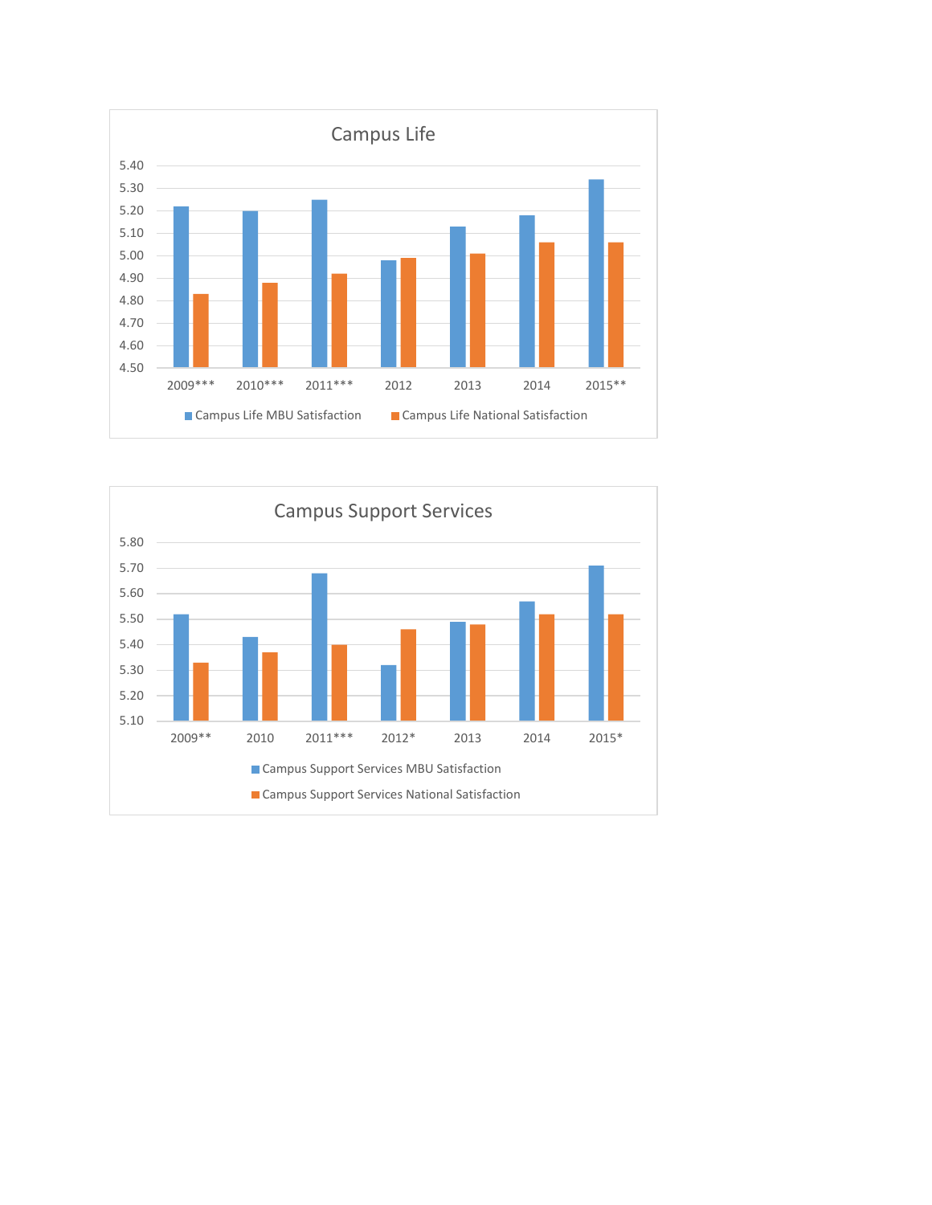## Campus Life

| Year | Campus Life MBU Satisfaction | Campus Life National Satisfaction |
|---|---|---|
| 2009*** | 5.22 | 4.83 |
| 2010*** | 5.20 | 4.88 |
| 2011*** | 5.25 | 4.92 |
| 2012 | 4.98 | 4.99 |
| 2013 | 5.13 | 5.01 |
| 2014 | 5.18 | 5.06 |
| 2015** | 5.34 | 5.06 |

## Campus Support Services

| Year | Campus Support Services MBU Satisfaction | Campus Support Services National Satisfaction |
|---|---|---|
| 2009** | 5.52 | 5.33 |
| 2010 | 5.43 | 5.37 |
| 2011*** | 5.68 | 5.40 |
| 2012* | 5.32 | 5.46 |
| 2013 | 5.49 | 5.48 |
| 2014 | 5.57 | 5.52 |
| 2015* | 5.71 | 5.52 |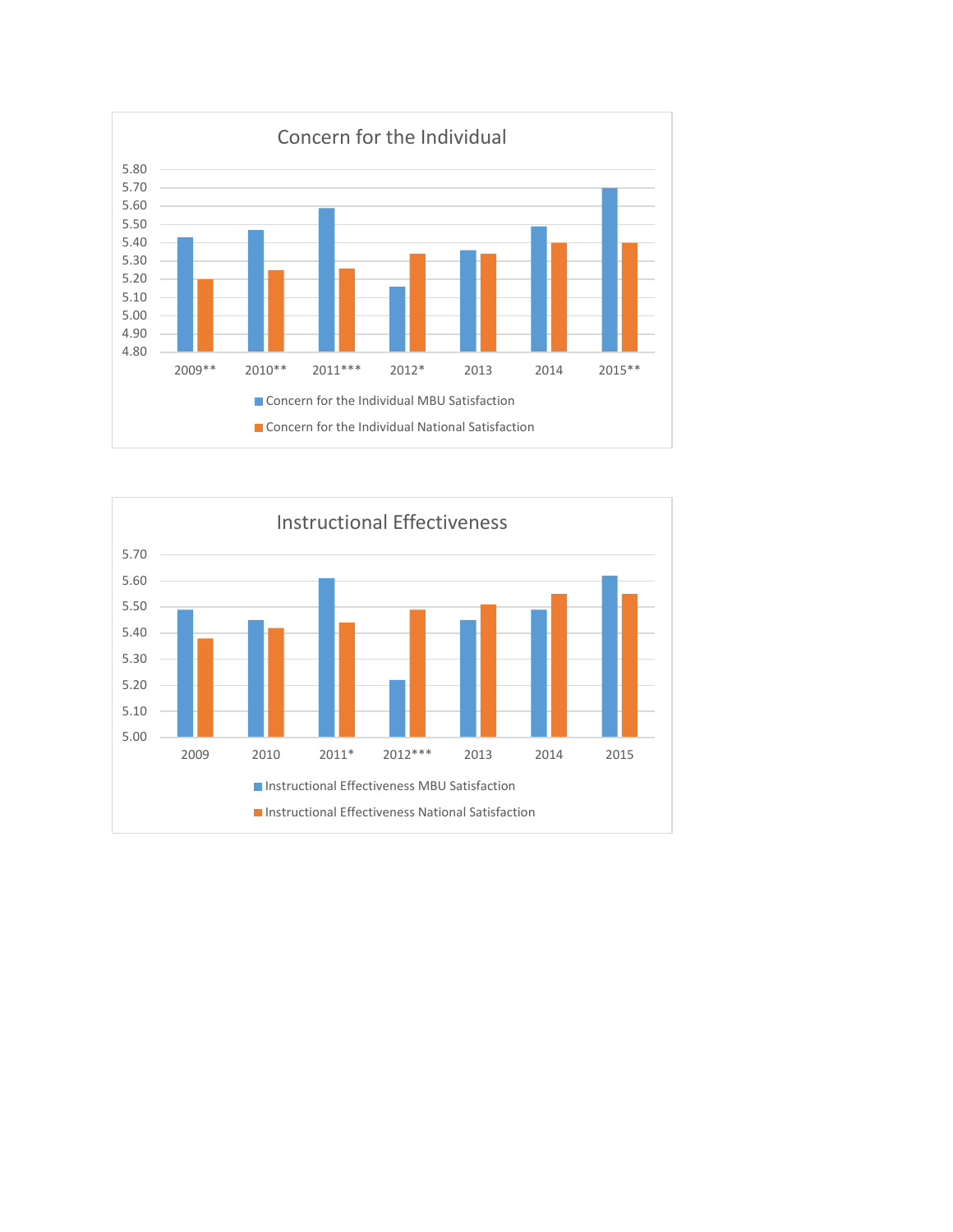## Concern for the Individual

| | 2009** | 2010** | 2011*** | 2012* | 2013 | 2014 | 2015** |
|---|---|---|---|---|---|---|---|
| Concern for the Individual MBU Satisfaction | 5.43 | 5.47 | 5.59 | 5.16 | 5.36 | 5.49 | 5.70 |
| Concern for the Individual National Satisfaction | 5.20 | 5.25 | 5.26 | 5.34 | 5.34 | 5.40 | 5.40 |

## Instructional Effectiveness

| | 2009 | 2010 | 2011* | 2012*** | 2013 | 2014 | 2015 |
|---|---|---|---|---|---|---|---|
| Instructional Effectiveness MBU Satisfaction | 5.49 | 5.45 | 5.61 | 5.22 | 5.45 | 5.49 | 5.62 |
| Instructional Effectiveness National Satisfaction | 5.38 | 5.42 | 5.44 | 5.49 | 5.51 | 5.55 | 5.55 |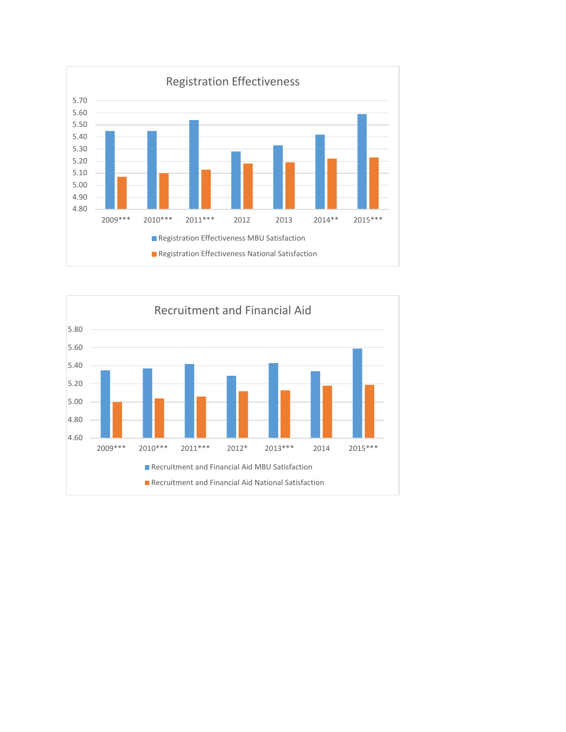## Registration Effectiveness

| | 2009*** | 2010*** | 2011*** | 2012 | 2013 | 2014** | 2015*** |
|---|---|---|---|---|---|---|---|
| Registration Effectiveness MBU Satisfaction | 5.45 | 5.45 | 5.54 | 5.28 | 5.33 | 5.42 | 5.59 |
| Registration Effectiveness National Satisfaction | 5.07 | 5.10 | 5.13 | 5.18 | 5.19 | 5.22 | 5.23 |

## Recruitment and Financial Aid

| | 2009*** | 2010*** | 2011*** | 2012* | 2013*** | 2014 | 2015*** |
|---|---|---|---|---|---|---|---|
| Recruitment and Financial Aid MBU Satisfaction | 5.35 | 5.37 | 5.42 | 5.29 | 5.43 | 5.34 | 5.59 |
| Recruitment and Financial Aid National Satisfaction | 5.00 | 5.04 | 5.06 | 5.12 | 5.13 | 5.18 | 5.19 |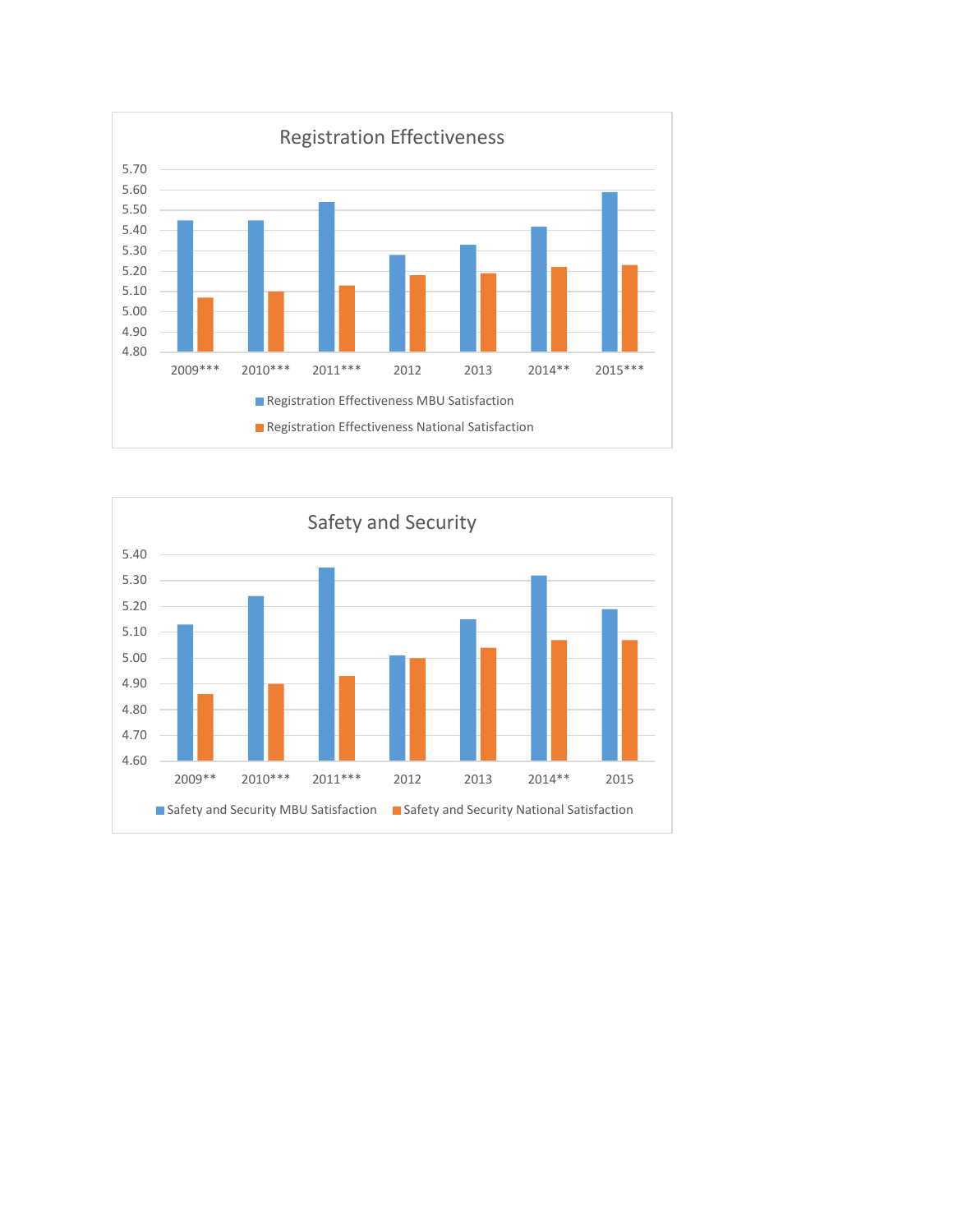## Registration Effectiveness

| | 2009*** | 2010*** | 2011*** | 2012 | 2013 | 2014** | 2015*** |
|---|---|---|---|---|---|---|---|
| Registration Effectiveness MBU Satisfaction | 5.45 | 5.45 | 5.54 | 5.28 | 5.33 | 5.42 | 5.59 |
| Registration Effectiveness National Satisfaction | 5.07 | 5.10 | 5.13 | 5.18 | 5.19 | 5.22 | 5.23 |

## Safety and Security

| | 2009** | 2010*** | 2011*** | 2012 | 2013 | 2014** | 2015 |
|---|---|---|---|---|---|---|---|
| Safety and Security MBU Satisfaction | 5.13 | 5.24 | 5.35 | 5.01 | 5.15 | 5.32 | 5.19 |
| Safety and Security National Satisfaction | 4.86 | 4.90 | 4.93 | 5.00 | 5.04 | 5.07 | 5.07 |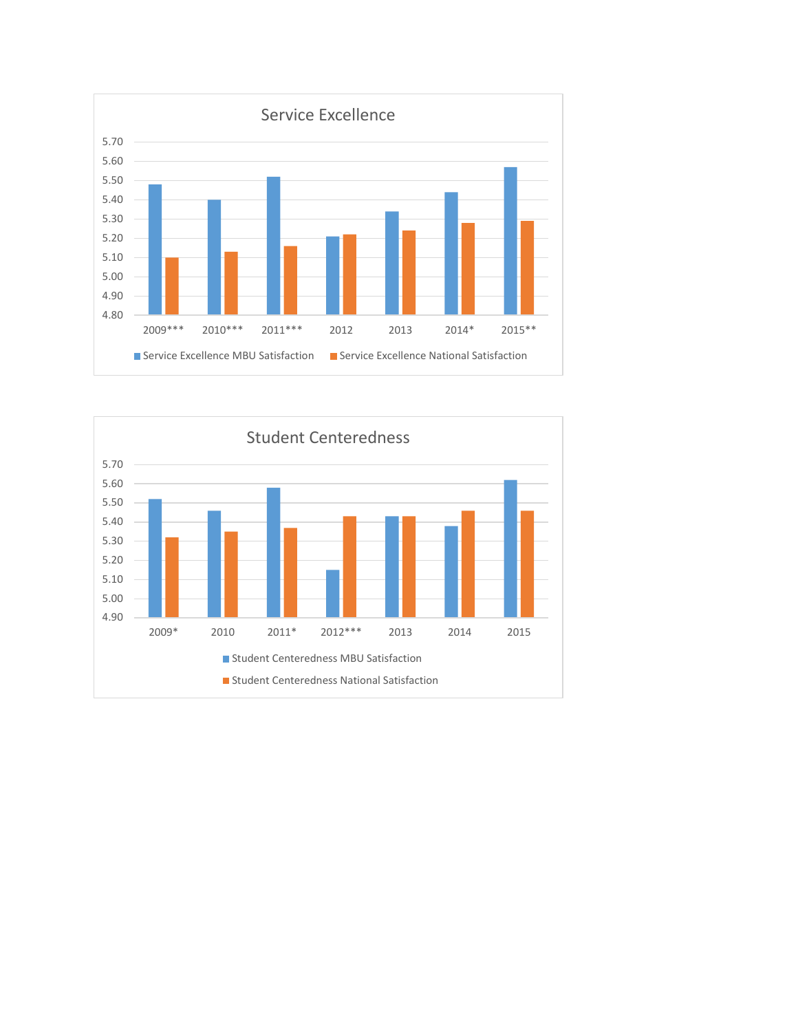Service Excellence

5.70
5.60
5.50
5.40
5.30
5.20
5.10
5.00
4.90
4.80

2009*** 2010*** 2011*** 2012 2013 2014* 2015**

Service Excellence MBU Satisfaction
Service Excellence National Satisfaction

Student Centeredness

5.70
5.60
5.50
5.40
5.30
5.20
5.10
5.00
4.90

2009* 2010 2011* 2012*** 2013 2014 2015

Student Centeredness MBU Satisfaction
Student Centeredness National Satisfaction